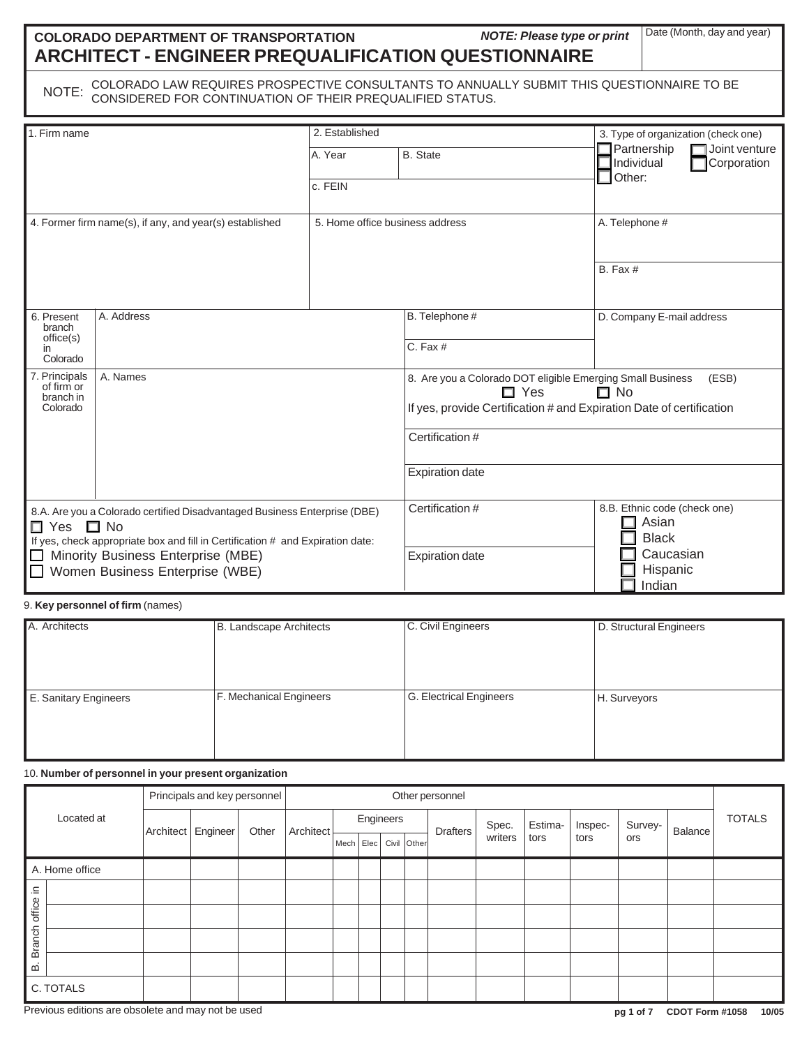**COLORADO DEPARTMENT OF TRANSPORTATION** *NOTE: Please type or print*

# ARCHITECT - ENGINEER PREQUALIFICATION QUESTIONNAIRE

Date (Month, day and year)

NOTE: COLORADO LAW REQUIRES PROSPECTIVE CONSULTANTS TO ANNUALLY SUBMIT THIS QUESTIONNAIRE TO BE CONSIDERED FOR CONTINUATION OF THEIR PREQUALIFIED STATUS.

| 1. Firm name | 2. Established | | 3. Type of organization (check one) |
|---|---|---|---|
| | A. Year | B. State | ☐ Partnership ☐ Joint venture ☐ Individual ☐ Corporation ☐ Other: |
| | c. FEIN | | |
| 4. Former firm name(s), if any, and year(s) established | 5. Home office business address | | A. Telephone # |
| | | | B. Fax # |

| 6. Present branch office(s) in Colorado | A. Address | B. Telephone # | D. Company E-mail address |
|---|---|---|---|
| | | C. Fax # | |

| 7. Principals of firm or branch in Colorado | A. Names | 8. Are you a Colorado DOT eligible Emerging Small Business (ESB) ☐ Yes ☐ No<br>If yes, provide Certification # and Expiration Date of certification |
|---|---|---|
| | | Certification # |
| | | Expiration date |

| 8.A. Are you a Colorado certified Disadvantaged Business Enterprise (DBE) ☐ Yes ☐ No<br>If yes, check appropriate box and fill in Certification # and Expiration date:<br>☐ Minority Business Enterprise (MBE)<br>☐ Women Business Enterprise (WBE) | Certification #<br><br>Expiration date | 8.B. Ethnic code (check one)<br>☐ Asian<br>☐ Black<br>☐ Caucasian<br>☐ Hispanic<br>☐ Indian |
|---|---|---|

9. **Key personnel of firm** (names)

| A. Architects | B. Landscape Architects | C. Civil Engineers | D. Structural Engineers |
|---|---|---|---|
| | | | |
| **E. Sanitary Engineers** | **F. Mechanical Engineers** | **G. Electrical Engineers** | **H. Surveyors** |
| | | | |

10. **Number of personnel in your present organization**

| Located at | | Principals and key personnel | | | Other personnel | | | | | | | | | | | TOTALS |
|---|---|---|---|---|---|---|---|---|---|---|---|---|---|---|---|---|
| | | Architect | Engineer | Other | Architect | Engineers | | | | Drafters | Spec. writers | Estima-tors | Inspec-tors | Survey-ors | Balance | |
| | | | | | | Mech | Elec | Civil | Other | | | | | | | |
| A. Home office | | | | | | | | | | | | | | | | |
| B. Branch office in | | | | | | | | | | | | | | | | |
| | | | | | | | | | | | | | | | | |
| | | | | | | | | | | | | | | | | |
| | | | | | | | | | | | | | | | | |
| C. TOTALS | | | | | | | | | | | | | | | | |

Previous editions are obsolete and may not be used

CDOT Form #1058 10/05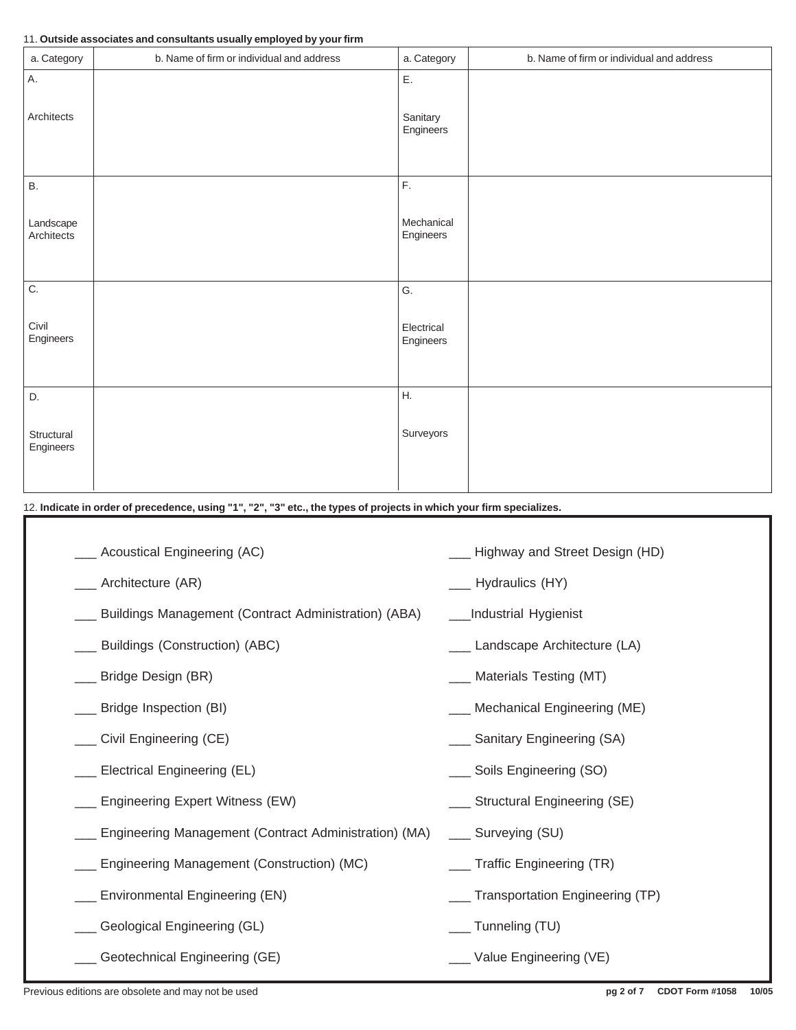11. **Outside associates and consultants usually employed by your firm**

| a. Category | b. Name of firm or individual and address | a. Category | b. Name of firm or individual and address |
|---|---|---|---|
| A. Architects | | E. Sanitary Engineers | |
| B. Landscape Architects | | F. Mechanical Engineers | |
| C. Civil Engineers | | G. Electrical Engineers | |
| D. Structural Engineers | | H. Surveyors | |

12. **Indicate in order of precedence, using "1", "2", "3" etc., the types of projects in which your firm specializes.**

___ Acoustical Engineering (AC)

___ Architecture (AR)

___ Buildings Management (Contract Administration) (ABA)

___ Buildings (Construction) (ABC)

___ Bridge Design (BR)

___ Bridge Inspection (BI)

___ Civil Engineering (CE)

___ Electrical Engineering (EL)

___ Engineering Expert Witness (EW)

___ Engineering Management (Contract Administration) (MA)

___ Engineering Management (Construction) (MC)

___ Environmental Engineering (EN)

___ Geological Engineering (GL)

___ Geotechnical Engineering (GE)

___ Highway and Street Design (HD)

___ Hydraulics (HY)

___Industrial Hygienist

___ Landscape Architecture (LA)

___ Materials Testing (MT)

___ Mechanical Engineering (ME)

___ Sanitary Engineering (SA)

___ Soils Engineering (SO)

___ Structural Engineering (SE)

___ Surveying (SU)

___ Traffic Engineering (TR)

___ Transportation Engineering (TP)

___ Tunneling (TU)

___ Value Engineering (VE)

Previous editions are obsolete and may not be used

CDOT Form #1058 10/05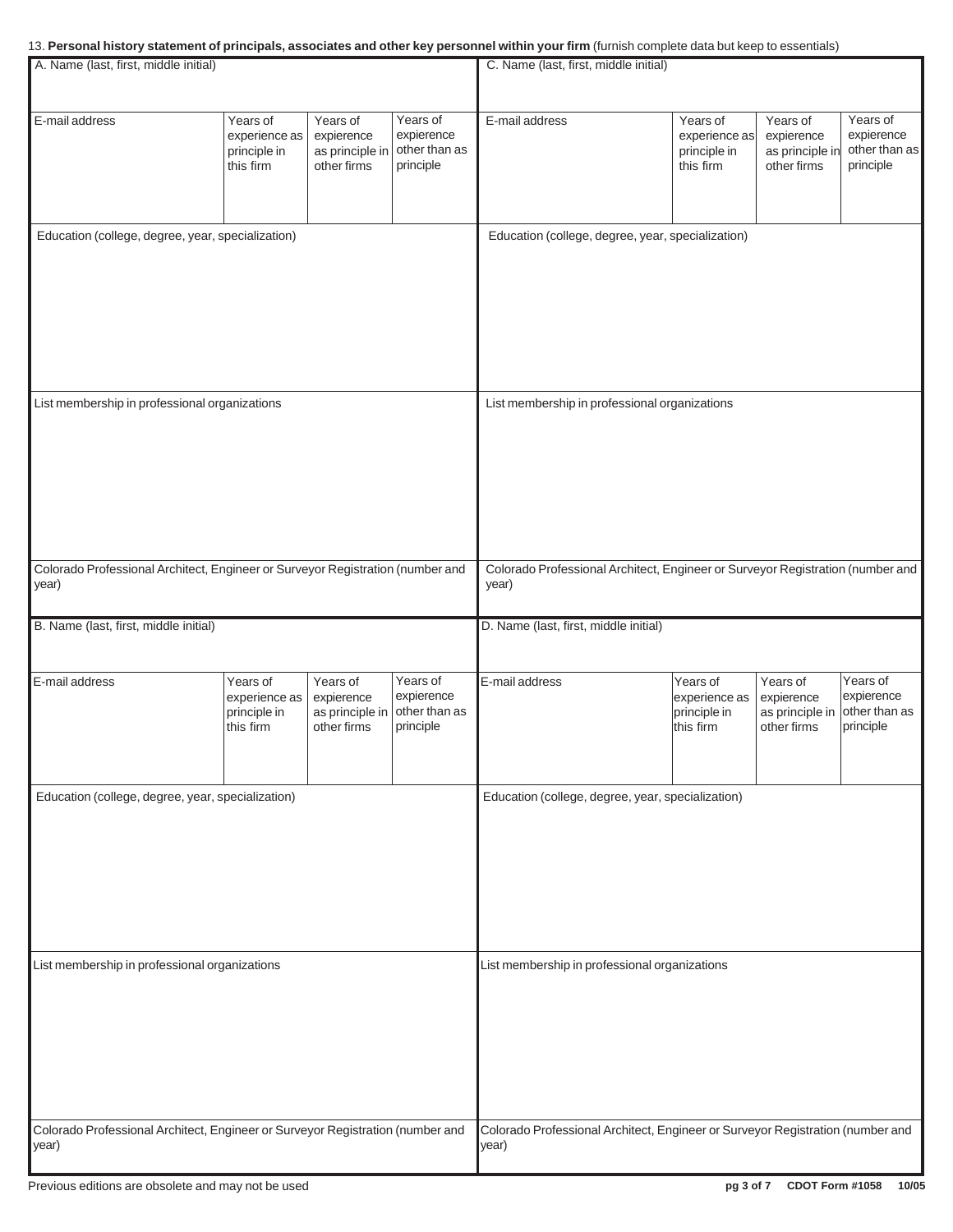13. **Personal history statement of principals, associates and other key personnel within your firm** (furnish complete data but keep to essentials)

| A. Name (last, first, middle initial) | | | |
|---|---|---|---|
| E-mail address | Years of experience as principle in this firm | Years of expierence as principle in other firms | Years of expierence other than as principle |
| Education (college, degree, year, specialization) | | | |
| List membership in professional organizations | | | |
| Colorado Professional Architect, Engineer or Surveyor Registration (number and year) | | | |

| C. Name (last, first, middle initial) | | | |
|---|---|---|---|
| E-mail address | Years of experience as principle in this firm | Years of expierence as principle in other firms | Years of expierence other than as principle |
| Education (college, degree, year, specialization) | | | |
| List membership in professional organizations | | | |
| Colorado Professional Architect, Engineer or Surveyor Registration (number and year) | | | |

| B. Name (last, first, middle initial) | | | |
|---|---|---|---|
| E-mail address | Years of experience as principle in this firm | Years of expierence as principle in other firms | Years of expierence other than as principle |
| Education (college, degree, year, specialization) | | | |
| List membership in professional organizations | | | |
| Colorado Professional Architect, Engineer or Surveyor Registration (number and year) | | | |

| D. Name (last, first, middle initial) | | | |
|---|---|---|---|
| E-mail address | Years of experience as principle in this firm | Years of expierence as principle in other firms | Years of expierence other than as principle |
| Education (college, degree, year, specialization) | | | |
| List membership in professional organizations | | | |
| Colorado Professional Architect, Engineer or Surveyor Registration (number and year) | | | |

Previous editions are obsolete and may not be used

**CDOT Form #1058 10/05**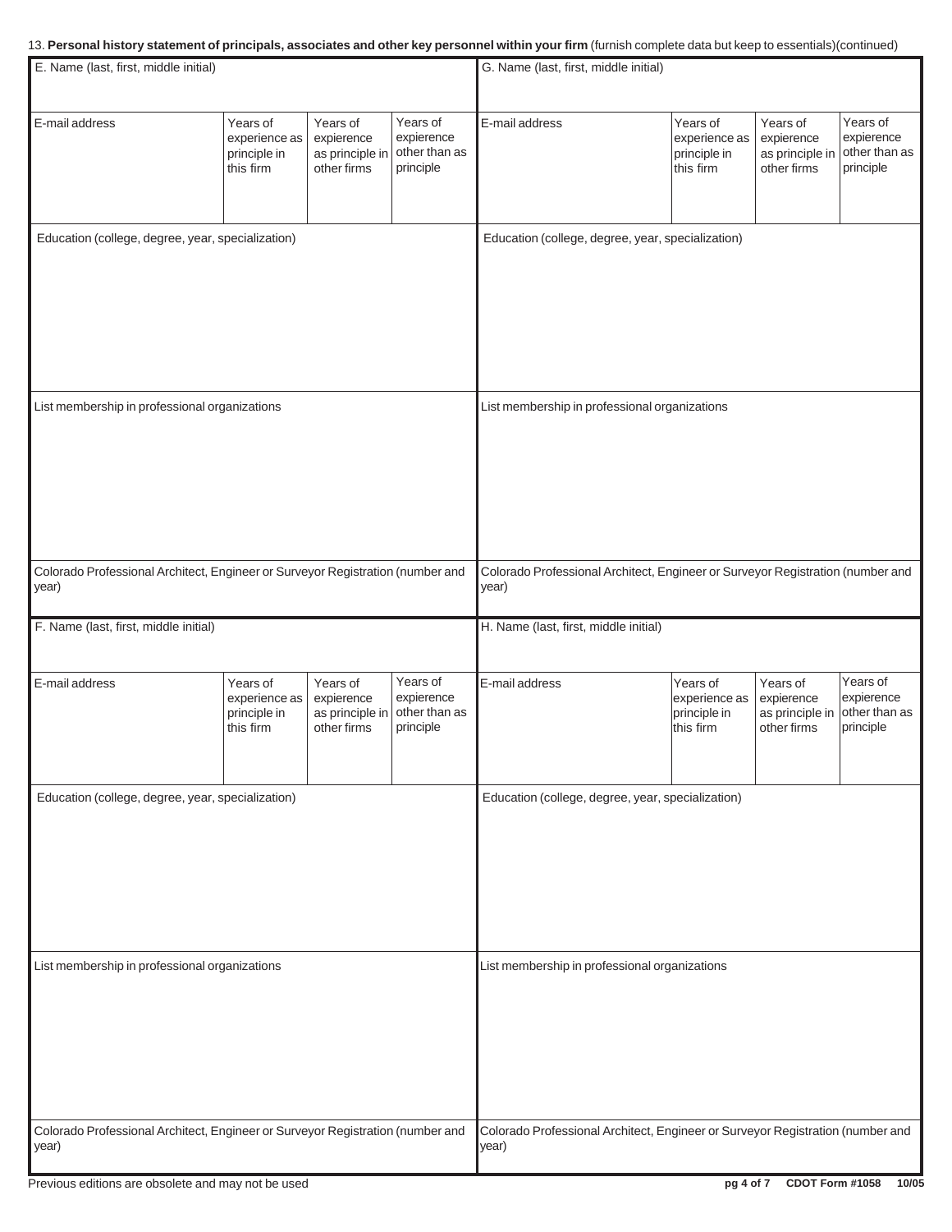13. **Personal history statement of principals, associates and other key personnel within your firm** (furnish complete data but keep to essentials)(continued)

| E. Name (last, first, middle initial) | | | |
|---|---|---|---|
| E-mail address | Years of experience as principle in this firm | Years of expierence as principle in other firms | Years of expierence other than as principle |
| Education (college, degree, year, specialization) | | | |
| List membership in professional organizations | | | |
| Colorado Professional Architect, Engineer or Surveyor Registration (number and year) | | | |

| F. Name (last, first, middle initial) | | | |
|---|---|---|---|
| E-mail address | Years of experience as principle in this firm | Years of expierence as principle in other firms | Years of expierence other than as principle |
| Education (college, degree, year, specialization) | | | |
| List membership in professional organizations | | | |
| Colorado Professional Architect, Engineer or Surveyor Registration (number and year) | | | |

| G. Name (last, first, middle initial) | | | |
|---|---|---|---|
| E-mail address | Years of experience as principle in this firm | Years of expierence as principle in other firms | Years of expierence other than as principle |
| Education (college, degree, year, specialization) | | | |
| List membership in professional organizations | | | |
| Colorado Professional Architect, Engineer or Surveyor Registration (number and year) | | | |

| H. Name (last, first, middle initial) | | | |
|---|---|---|---|
| E-mail address | Years of experience as principle in this firm | Years of expierence as principle in other firms | Years of expierence other than as principle |
| Education (college, degree, year, specialization) | | | |
| List membership in professional organizations | | | |
| Colorado Professional Architect, Engineer or Surveyor Registration (number and year) | | | |

Previous editions are obsolete and may not be used

CDOT Form #1058 10/05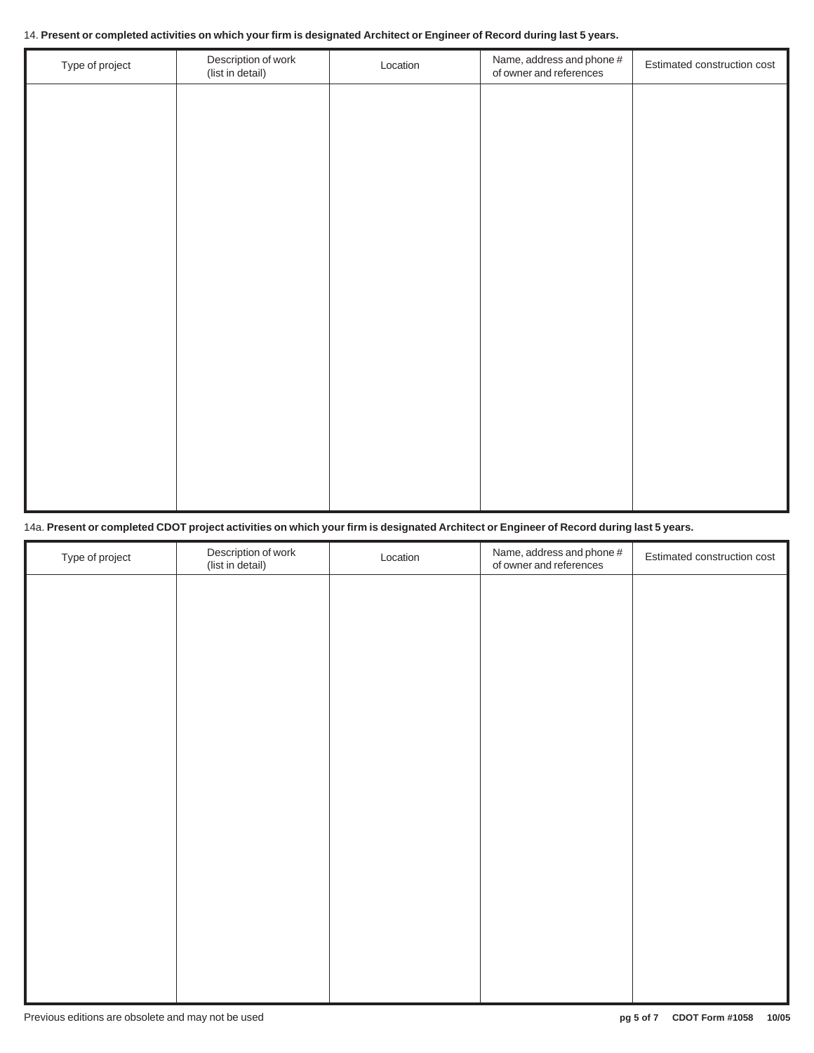14. **Present or completed activities on which your firm is designated Architect or Engineer of Record during last 5 years.**

| Type of project | Description of work (list in detail) | Location | Name, address and phone # of owner and references | Estimated construction cost |
|---|---|---|---|---|
| | | | | |

14a. **Present or completed CDOT project activities on which your firm is designated Architect or Engineer of Record during last 5 years.**

| Type of project | Description of work (list in detail) | Location | Name, address and phone # of owner and references | Estimated construction cost |
|---|---|---|---|---|
| | | | | |

Previous editions are obsolete and may not be used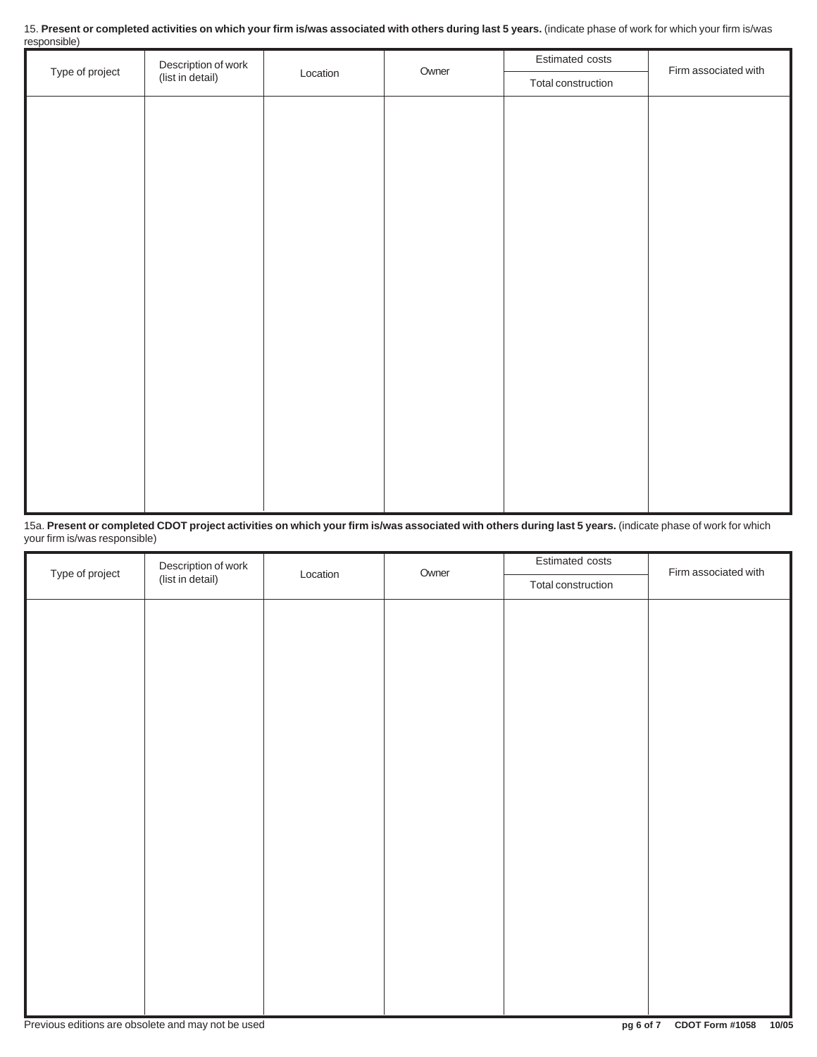15. **Present or completed activities on which your firm is/was associated with others during last 5 years.** (indicate phase of work for which your firm is/was responsible)

| Type of project | Description of work (list in detail) | Location | Owner | Estimated costs | Firm associated with |
|---|---|---|---|---|---|
| | | | | Total construction | |
| | | | | | |

15a. **Present or completed CDOT project activities on which your firm is/was associated with others during last 5 years.** (indicate phase of work for which your firm is/was responsible)

| Type of project | Description of work (list in detail) | Location | Owner | Estimated costs | Firm associated with |
|---|---|---|---|---|---|
| | | | | Total construction | |
| | | | | | |

Previous editions are obsolete and may not be used

**CDOT Form #1058 10/05**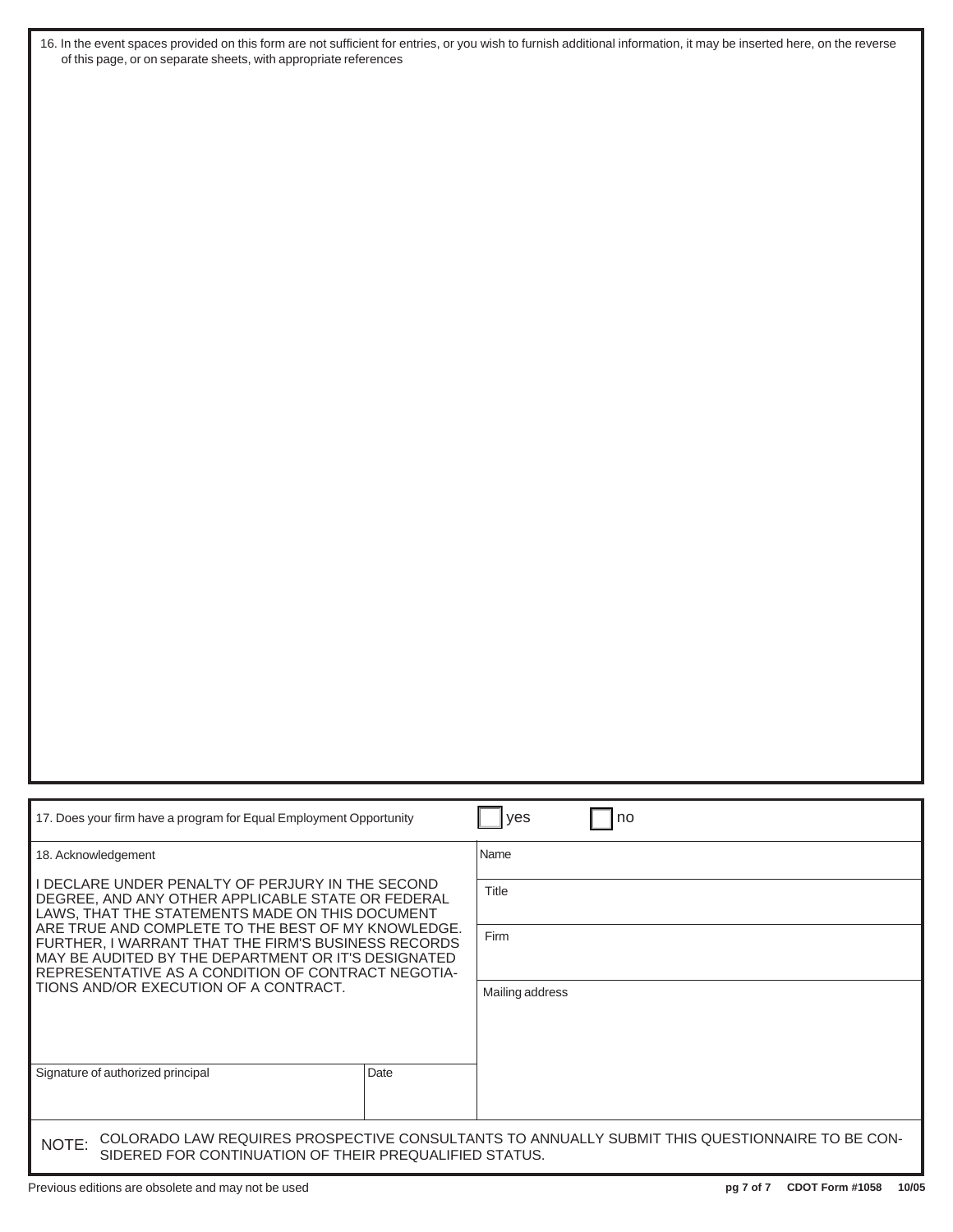16. In the event spaces provided on this form are not sufficient for entries, or you wish to furnish additional information, it may be inserted here, on the reverse of this page, or on separate sheets, with appropriate references

| | | |
|---|---|---|
| 17. Does your firm have a program for Equal Employment Opportunity | | ☐ yes ☐ no |
| 18. Acknowledgement<br><br>I DECLARE UNDER PENALTY OF PERJURY IN THE SECOND DEGREE, AND ANY OTHER APPLICABLE STATE OR FEDERAL LAWS, THAT THE STATEMENTS MADE ON THIS DOCUMENT ARE TRUE AND COMPLETE TO THE BEST OF MY KNOWLEDGE. FURTHER, I WARRANT THAT THE FIRM'S BUSINESS RECORDS MAY BE AUDITED BY THE DEPARTMENT OR IT'S DESIGNATED REPRESENTATIVE AS A CONDITION OF CONTRACT NEGOTIATIONS AND/OR EXECUTION OF A CONTRACT. | | Name<br><br>Title<br><br>Firm<br><br>Mailing address |
| Signature of authorized principal | Date | |

NOTE: COLORADO LAW REQUIRES PROSPECTIVE CONSULTANTS TO ANNUALLY SUBMIT THIS QUESTIONNAIRE TO BE CONSIDERED FOR CONTINUATION OF THEIR PREQUALIFIED STATUS.

Previous editions are obsolete and may not be used

CDOT Form #1058 10/05